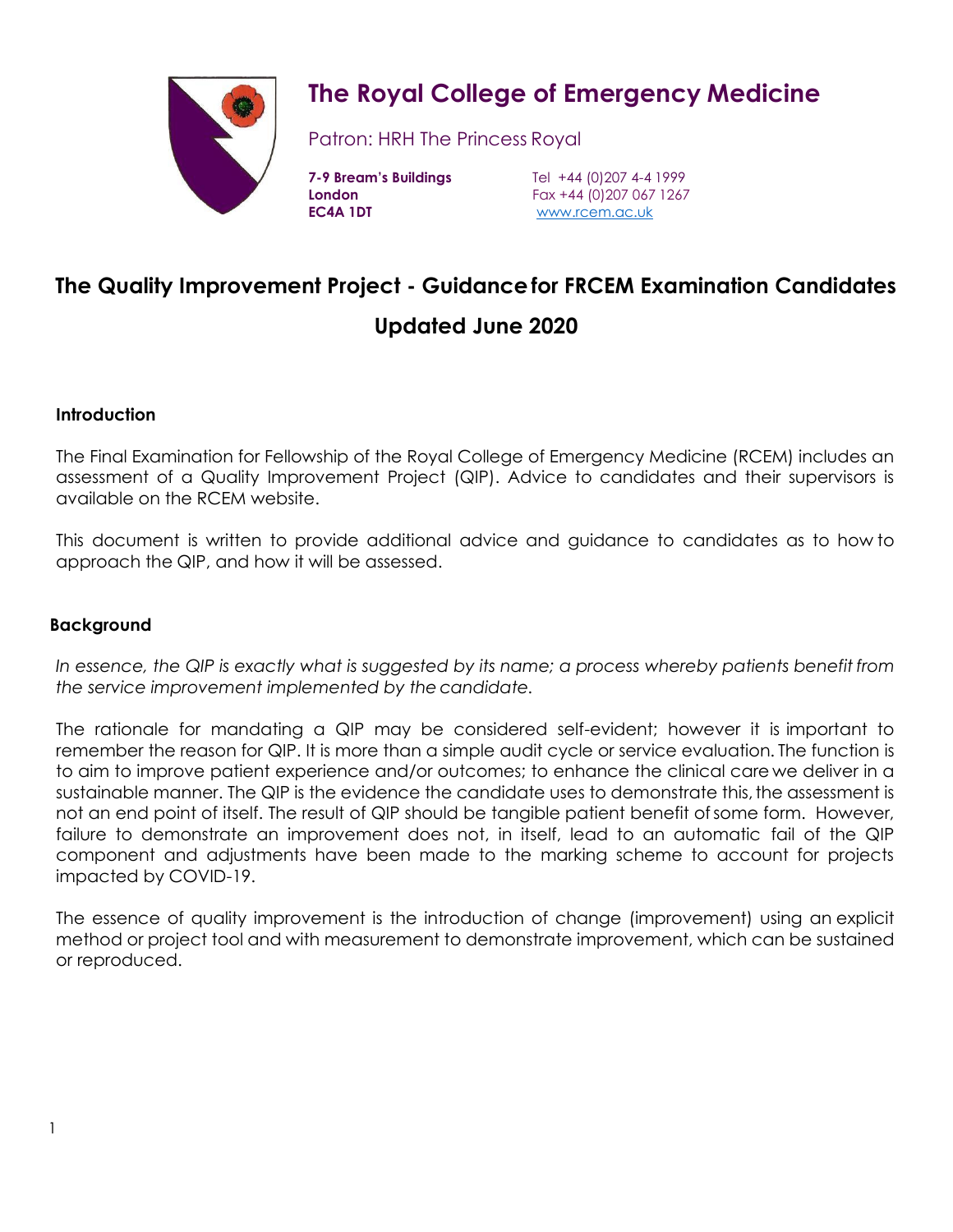# The Royal College of Emergency Medicine

Patron: HRH The Princess Royal

**7-9 Bream's Buildings**
**London**
**EC4A 1DT**

Tel +44 (0)207 4-4 1999
Fax +44 (0)207 067 1267
www.rcem.ac.uk

## The Quality Improvement Project - Guidance for FRCEM Examination Candidates

## Updated June 2020

### Introduction

The Final Examination for Fellowship of the Royal College of Emergency Medicine (RCEM) includes an assessment of a Quality Improvement Project (QIP). Advice to candidates and their supervisors is available on the RCEM website.

This document is written to provide additional advice and guidance to candidates as to how to approach the QIP, and how it will be assessed.

### Background

*In essence, the QIP is exactly what is suggested by its name; a process whereby patients benefit from the service improvement implemented by the candidate.*

The rationale for mandating a QIP may be considered self-evident; however it is important to remember the reason for QIP. It is more than a simple audit cycle or service evaluation. The function is to aim to improve patient experience and/or outcomes; to enhance the clinical care we deliver in a sustainable manner. The QIP is the evidence the candidate uses to demonstrate this, the assessment is not an end point of itself. The result of QIP should be tangible patient benefit of some form. However, failure to demonstrate an improvement does not, in itself, lead to an automatic fail of the QIP component and adjustments have been made to the marking scheme to account for projects impacted by COVID-19.

The essence of quality improvement is the introduction of change (improvement) using an explicit method or project tool and with measurement to demonstrate improvement, which can be sustained or reproduced.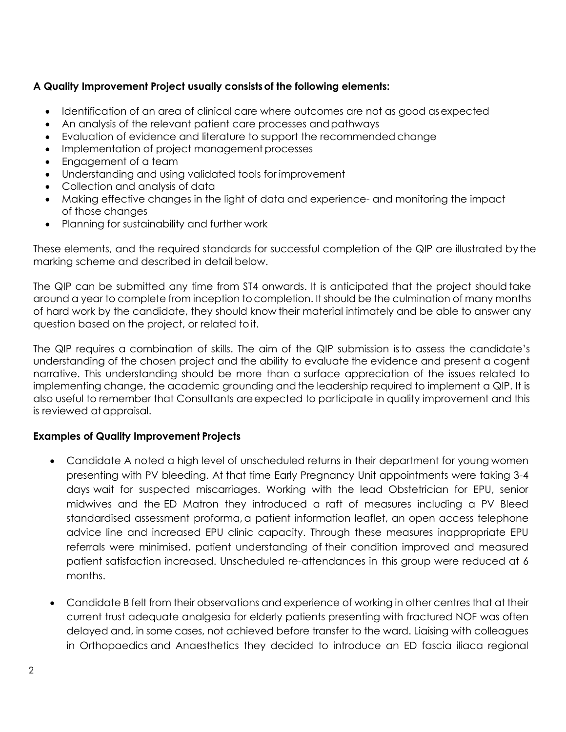**A Quality Improvement Project usually consists of the following elements:**

- Identification of an area of clinical care where outcomes are not as good as expected
- An analysis of the relevant patient care processes and pathways
- Evaluation of evidence and literature to support the recommended change
- Implementation of project management processes
- Engagement of a team
- Understanding and using validated tools for improvement
- Collection and analysis of data
- Making effective changes in the light of data and experience- and monitoring the impact of those changes
- Planning for sustainability and further work

These elements, and the required standards for successful completion of the QIP are illustrated by the marking scheme and described in detail below.

The QIP can be submitted any time from ST4 onwards. It is anticipated that the project should take around a year to complete from inception to completion. It should be the culmination of many months of hard work by the candidate, they should know their material intimately and be able to answer any question based on the project, or related to it.

The QIP requires a combination of skills. The aim of the QIP submission is to assess the candidate's understanding of the chosen project and the ability to evaluate the evidence and present a cogent narrative. This understanding should be more than a surface appreciation of the issues related to implementing change, the academic grounding and the leadership required to implement a QIP. It is also useful to remember that Consultants are expected to participate in quality improvement and this is reviewed at appraisal.

**Examples of Quality Improvement Projects**

- Candidate A noted a high level of unscheduled returns in their department for young women presenting with PV bleeding. At that time Early Pregnancy Unit appointments were taking 3-4 days wait for suspected miscarriages. Working with the lead Obstetrician for EPU, senior midwives and the ED Matron they introduced a raft of measures including a PV Bleed standardised assessment proforma, a patient information leaflet, an open access telephone advice line and increased EPU clinic capacity. Through these measures inappropriate EPU referrals were minimised, patient understanding of their condition improved and measured patient satisfaction increased. Unscheduled re-attendances in this group were reduced at 6 months.

- Candidate B felt from their observations and experience of working in other centres that at their current trust adequate analgesia for elderly patients presenting with fractured NOF was often delayed and, in some cases, not achieved before transfer to the ward. Liaising with colleagues in Orthopaedics and Anaesthetics they decided to introduce an ED fascia iliaca regional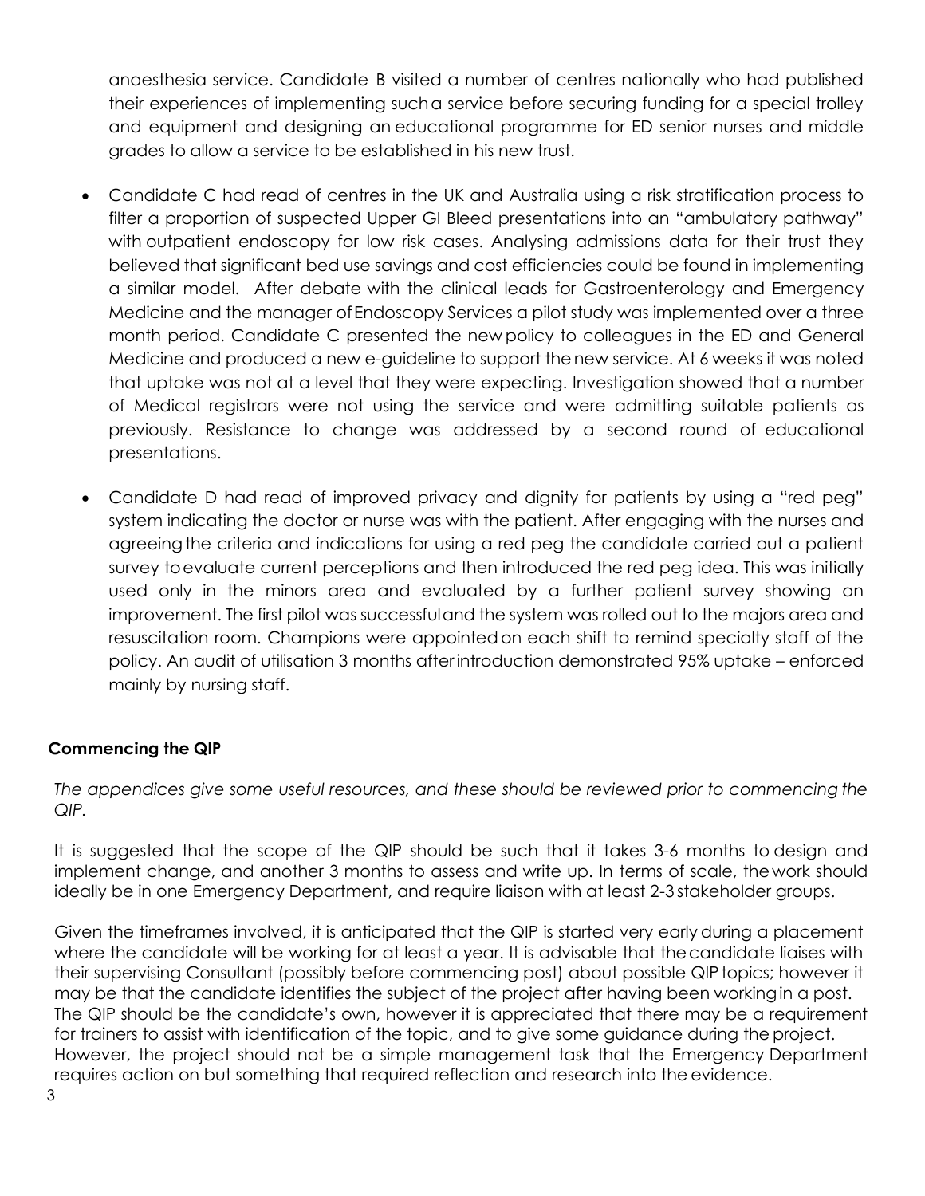anaesthesia service. Candidate B visited a number of centres nationally who had published their experiences of implementing such a service before securing funding for a special trolley and equipment and designing an educational programme for ED senior nurses and middle grades to allow a service to be established in his new trust.

- Candidate C had read of centres in the UK and Australia using a risk stratification process to filter a proportion of suspected Upper GI Bleed presentations into an "ambulatory pathway" with outpatient endoscopy for low risk cases. Analysing admissions data for their trust they believed that significant bed use savings and cost efficiencies could be found in implementing a similar model. After debate with the clinical leads for Gastroenterology and Emergency Medicine and the manager of Endoscopy Services a pilot study was implemented over a three month period. Candidate C presented the new policy to colleagues in the ED and General Medicine and produced a new e-guideline to support the new service. At 6 weeks it was noted that uptake was not at a level that they were expecting. Investigation showed that a number of Medical registrars were not using the service and were admitting suitable patients as previously. Resistance to change was addressed by a second round of educational presentations.
- Candidate D had read of improved privacy and dignity for patients by using a "red peg" system indicating the doctor or nurse was with the patient. After engaging with the nurses and agreeing the criteria and indications for using a red peg the candidate carried out a patient survey to evaluate current perceptions and then introduced the red peg idea. This was initially used only in the minors area and evaluated by a further patient survey showing an improvement. The first pilot was successful and the system was rolled out to the majors area and resuscitation room. Champions were appointed on each shift to remind specialty staff of the policy. An audit of utilisation 3 months after introduction demonstrated 95% uptake – enforced mainly by nursing staff.

## Commencing the QIP

*The appendices give some useful resources, and these should be reviewed prior to commencing the QIP.*

It is suggested that the scope of the QIP should be such that it takes 3-6 months to design and implement change, and another 3 months to assess and write up. In terms of scale, the work should ideally be in one Emergency Department, and require liaison with at least 2-3 stakeholder groups.

Given the timeframes involved, it is anticipated that the QIP is started very early during a placement where the candidate will be working for at least a year. It is advisable that the candidate liaises with their supervising Consultant (possibly before commencing post) about possible QIP topics; however it may be that the candidate identifies the subject of the project after having been working in a post. The QIP should be the candidate's own, however it is appreciated that there may be a requirement for trainers to assist with identification of the topic, and to give some guidance during the project. However, the project should not be a simple management task that the Emergency Department requires action on but something that required reflection and research into the evidence.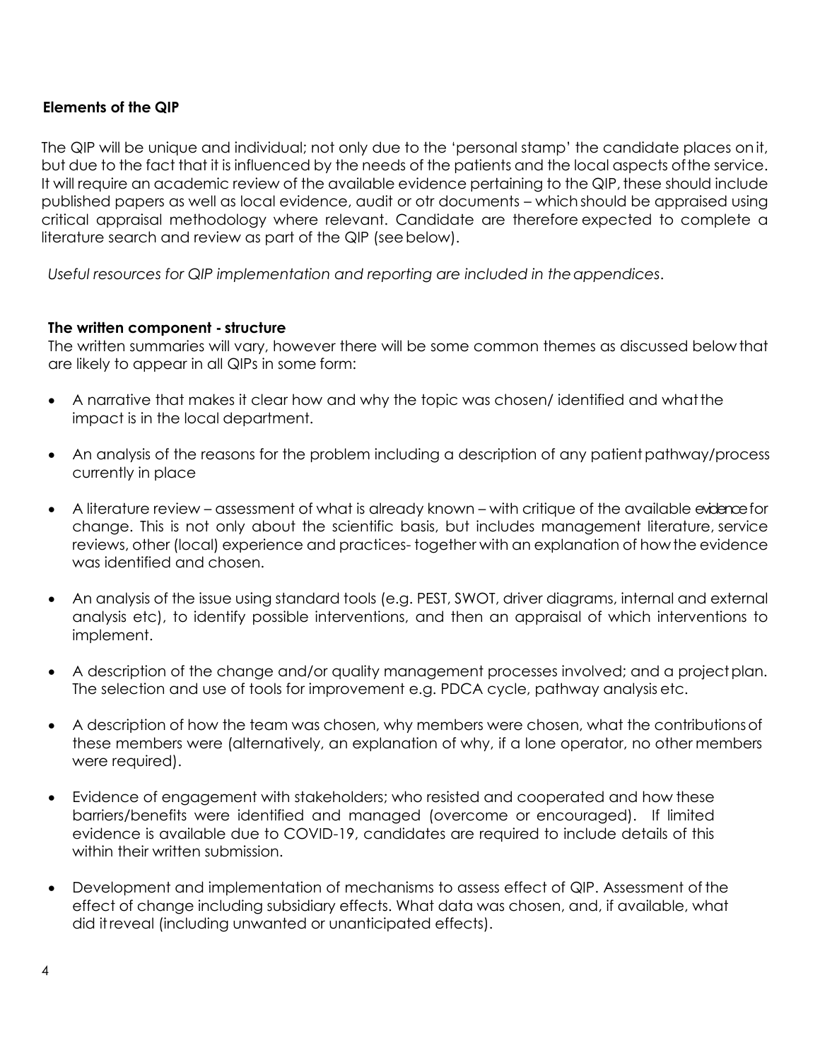### Elements of the QIP

The QIP will be unique and individual; not only due to the 'personal stamp' the candidate places on it, but due to the fact that it is influenced by the needs of the patients and the local aspects of the service. It will require an academic review of the available evidence pertaining to the QIP, these should include published papers as well as local evidence, audit or otr documents – which should be appraised using critical appraisal methodology where relevant. Candidate are therefore expected to complete a literature search and review as part of the QIP (see below).

*Useful resources for QIP implementation and reporting are included in the appendices.*

### The written component - structure

The written summaries will vary, however there will be some common themes as discussed below that are likely to appear in all QIPs in some form:

- A narrative that makes it clear how and why the topic was chosen/ identified and what the impact is in the local department.
- An analysis of the reasons for the problem including a description of any patient pathway/process currently in place
- A literature review – assessment of what is already known – with critique of the available evidence for change. This is not only about the scientific basis, but includes management literature, service reviews, other (local) experience and practices- together with an explanation of how the evidence was identified and chosen.
- An analysis of the issue using standard tools (e.g. PEST, SWOT, driver diagrams, internal and external analysis etc), to identify possible interventions, and then an appraisal of which interventions to implement.
- A description of the change and/or quality management processes involved; and a project plan. The selection and use of tools for improvement e.g. PDCA cycle, pathway analysis etc.
- A description of how the team was chosen, why members were chosen, what the contributions of these members were (alternatively, an explanation of why, if a lone operator, no other members were required).
- Evidence of engagement with stakeholders; who resisted and cooperated and how these barriers/benefits were identified and managed (overcome or encouraged). If limited evidence is available due to COVID-19, candidates are required to include details of this within their written submission.
- Development and implementation of mechanisms to assess effect of QIP. Assessment of the effect of change including subsidiary effects. What data was chosen, and, if available, what did it reveal (including unwanted or unanticipated effects).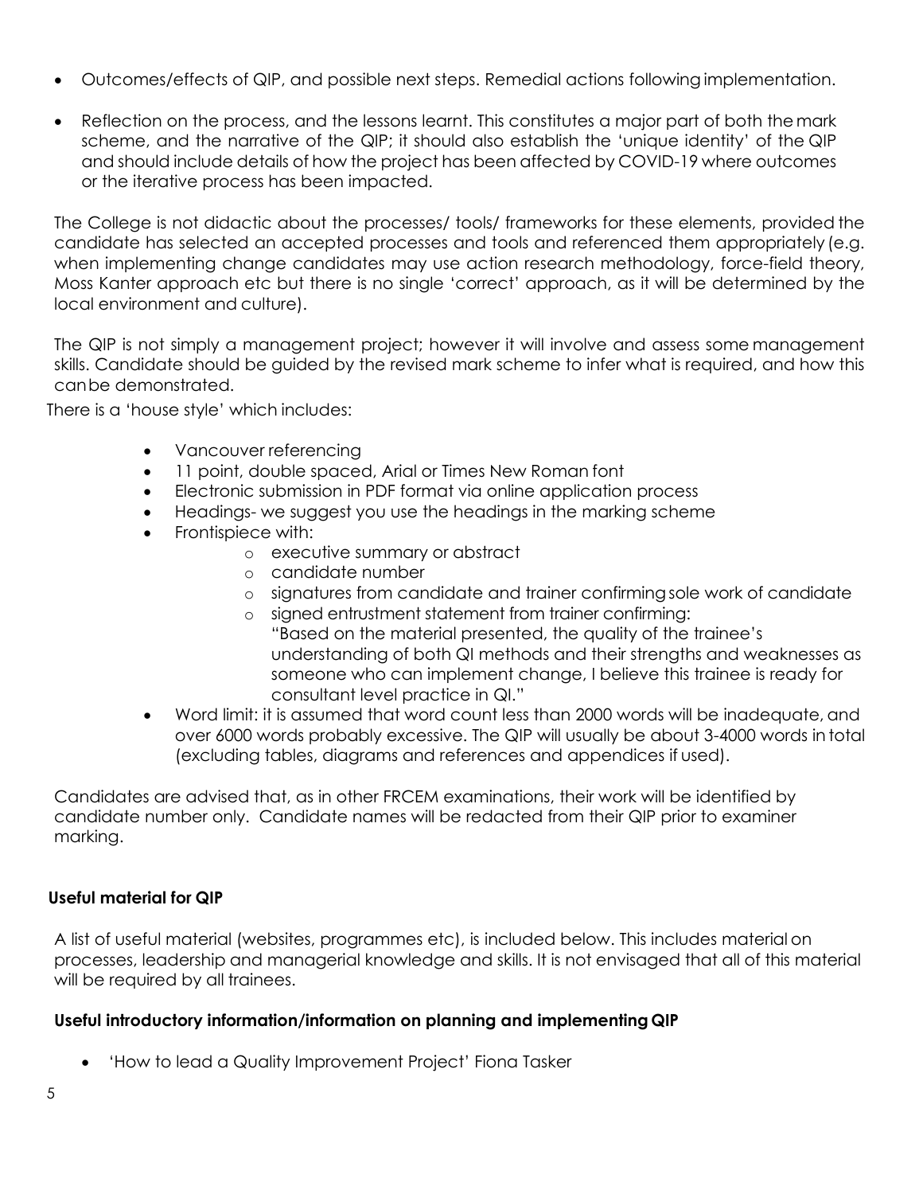- Outcomes/effects of QIP, and possible next steps. Remedial actions following implementation.
- Reflection on the process, and the lessons learnt. This constitutes a major part of both the mark scheme, and the narrative of the QIP; it should also establish the 'unique identity' of the QIP and should include details of how the project has been affected by COVID-19 where outcomes or the iterative process has been impacted.

The College is not didactic about the processes/ tools/ frameworks for these elements, provided the candidate has selected an accepted processes and tools and referenced them appropriately (e.g. when implementing change candidates may use action research methodology, force-field theory, Moss Kanter approach etc but there is no single 'correct' approach, as it will be determined by the local environment and culture).

The QIP is not simply a management project; however it will involve and assess some management skills. Candidate should be guided by the revised mark scheme to infer what is required, and how this canbe demonstrated.

There is a 'house style' which includes:

- Vancouver referencing
- 11 point, double spaced, Arial or Times New Roman font
- Electronic submission in PDF format via online application process
- Headings- we suggest you use the headings in the marking scheme
- Frontispiece with:
  - executive summary or abstract
  - candidate number
  - signatures from candidate and trainer confirming sole work of candidate
  - signed entrustment statement from trainer confirming: "Based on the material presented, the quality of the trainee's understanding of both QI methods and their strengths and weaknesses as someone who can implement change, I believe this trainee is ready for consultant level practice in QI."
- Word limit: it is assumed that word count less than 2000 words will be inadequate, and over 6000 words probably excessive. The QIP will usually be about 3-4000 words in total (excluding tables, diagrams and references and appendices if used).

Candidates are advised that, as in other FRCEM examinations, their work will be identified by candidate number only. Candidate names will be redacted from their QIP prior to examiner marking.

### Useful material for QIP

A list of useful material (websites, programmes etc), is included below. This includes material on processes, leadership and managerial knowledge and skills. It is not envisaged that all of this material will be required by all trainees.

### Useful introductory information/information on planning and implementing QIP

- 'How to lead a Quality Improvement Project' Fiona Tasker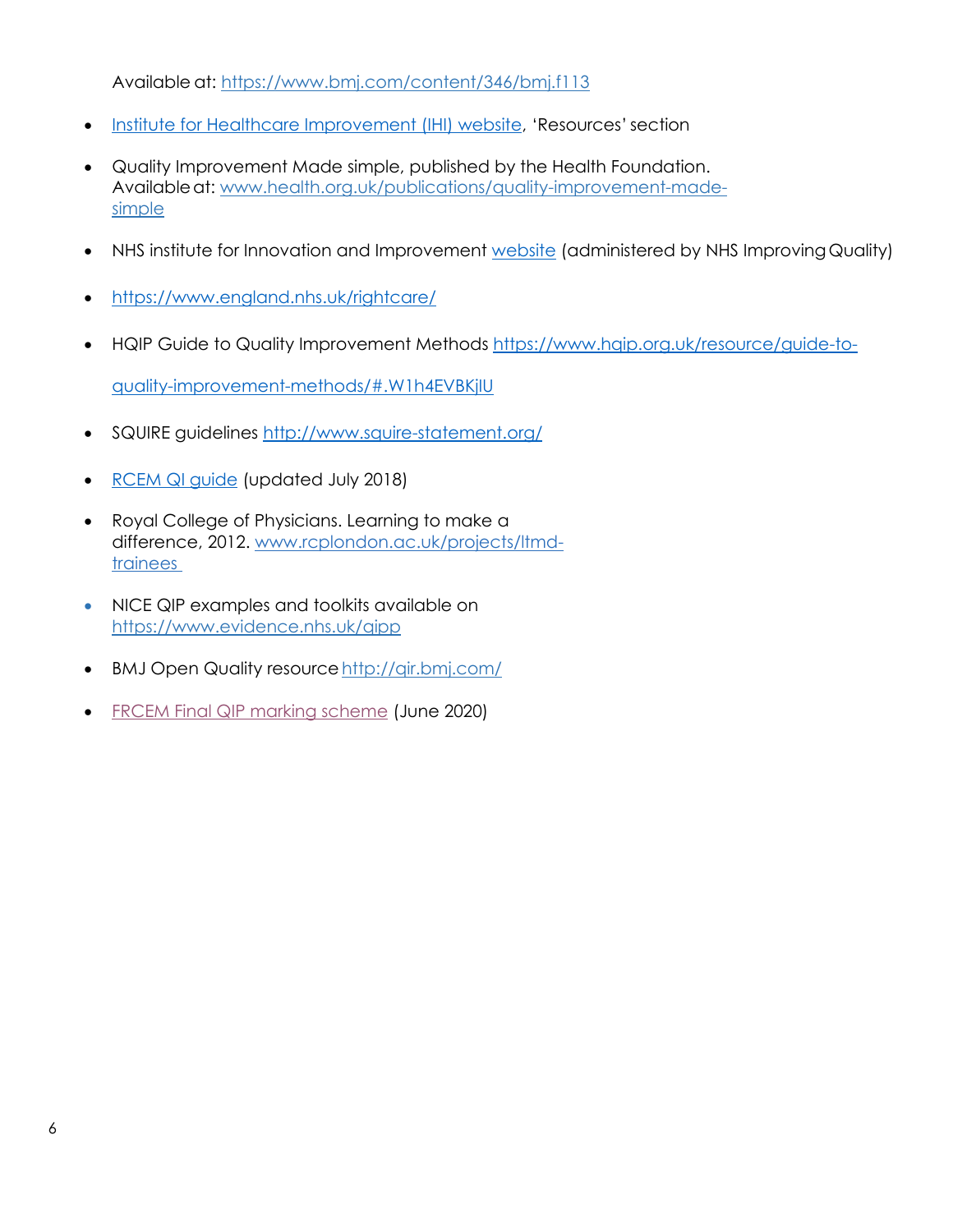Available at: https://www.bmj.com/content/346/bmj.f113

- Institute for Healthcare Improvement (IHI) website, 'Resources' section
- Quality Improvement Made simple, published by the Health Foundation. Available at: www.health.org.uk/publications/quality-improvement-made-simple
- NHS institute for Innovation and Improvement website (administered by NHS Improving Quality)
- https://www.england.nhs.uk/rightcare/
- HQIP Guide to Quality Improvement Methods https://www.hqip.org.uk/resource/guide-to-quality-improvement-methods/#.W1h4EVBKjlU
- SQUIRE guidelines http://www.squire-statement.org/
- RCEM QI guide (updated July 2018)
- Royal College of Physicians. Learning to make a difference, 2012. www.rcplondon.ac.uk/projects/ltmd-trainees
- NICE QIP examples and toolkits available on https://www.evidence.nhs.uk/qipp
- BMJ Open Quality resource http://qir.bmj.com/
- FRCEM Final QIP marking scheme (June 2020)